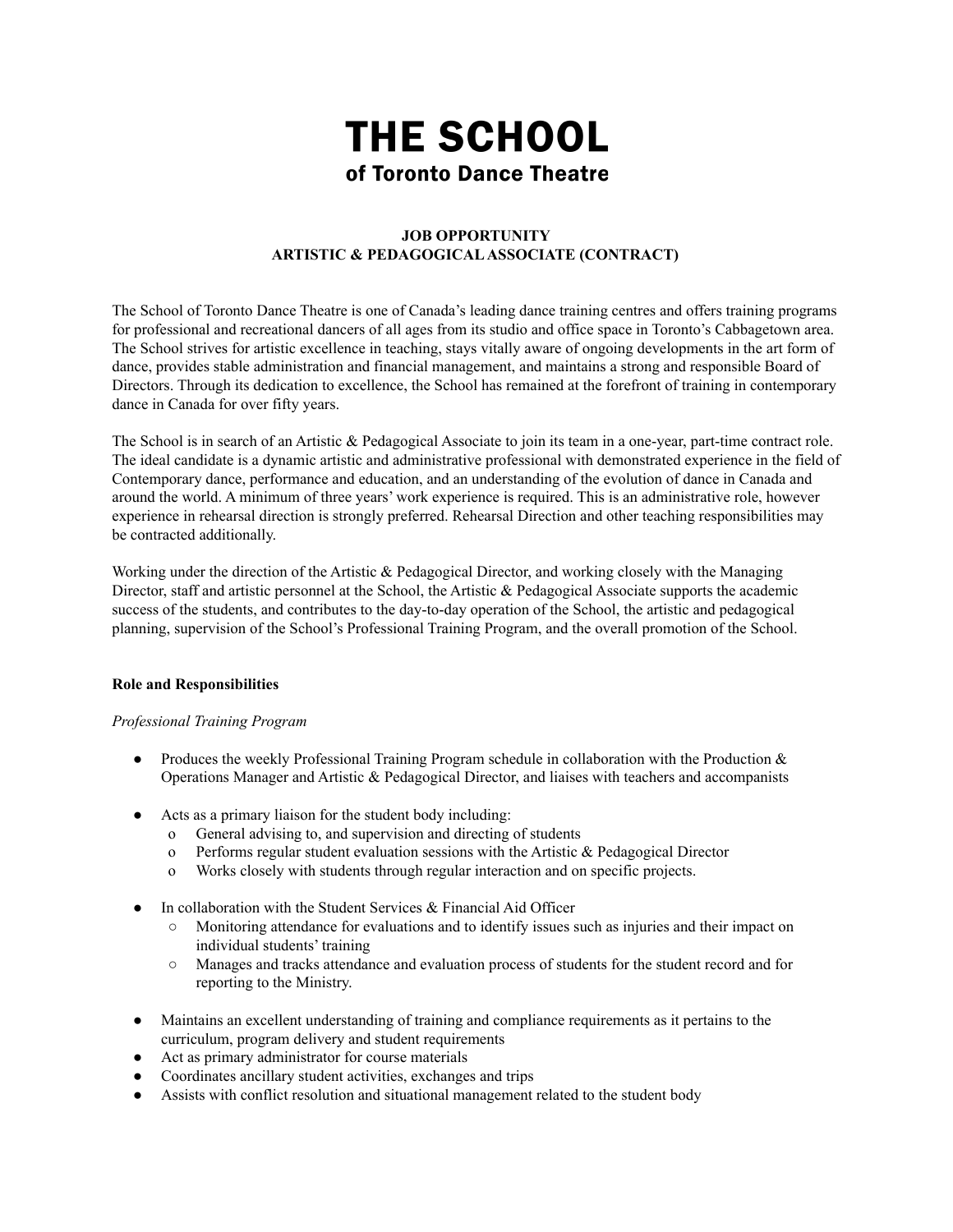# THE SCHOOL
## of Toronto Dance Theatre

**JOB OPPORTUNITY**
**ARTISTIC & PEDAGOGICAL ASSOCIATE (CONTRACT)**

The School of Toronto Dance Theatre is one of Canada's leading dance training centres and offers training programs for professional and recreational dancers of all ages from its studio and office space in Toronto's Cabbagetown area. The School strives for artistic excellence in teaching, stays vitally aware of ongoing developments in the art form of dance, provides stable administration and financial management, and maintains a strong and responsible Board of Directors. Through its dedication to excellence, the School has remained at the forefront of training in contemporary dance in Canada for over fifty years.

The School is in search of an Artistic & Pedagogical Associate to join its team in a one-year, part-time contract role. The ideal candidate is a dynamic artistic and administrative professional with demonstrated experience in the field of Contemporary dance, performance and education, and an understanding of the evolution of dance in Canada and around the world. A minimum of three years' work experience is required. This is an administrative role, however experience in rehearsal direction is strongly preferred. Rehearsal Direction and other teaching responsibilities may be contracted additionally.

Working under the direction of the Artistic & Pedagogical Director, and working closely with the Managing Director, staff and artistic personnel at the School, the Artistic & Pedagogical Associate supports the academic success of the students, and contributes to the day-to-day operation of the School, the artistic and pedagogical planning, supervision of the School's Professional Training Program, and the overall promotion of the School.

**Role and Responsibilities**

*Professional Training Program*

- Produces the weekly Professional Training Program schedule in collaboration with the Production & Operations Manager and Artistic & Pedagogical Director, and liaises with teachers and accompanists

- Acts as a primary liaison for the student body including:
  - General advising to, and supervision and directing of students
  - Performs regular student evaluation sessions with the Artistic & Pedagogical Director
  - Works closely with students through regular interaction and on specific projects.

- In collaboration with the Student Services & Financial Aid Officer
  - Monitoring attendance for evaluations and to identify issues such as injuries and their impact on individual students' training
  - Manages and tracks attendance and evaluation process of students for the student record and for reporting to the Ministry.

- Maintains an excellent understanding of training and compliance requirements as it pertains to the curriculum, program delivery and student requirements
- Act as primary administrator for course materials
- Coordinates ancillary student activities, exchanges and trips
- Assists with conflict resolution and situational management related to the student body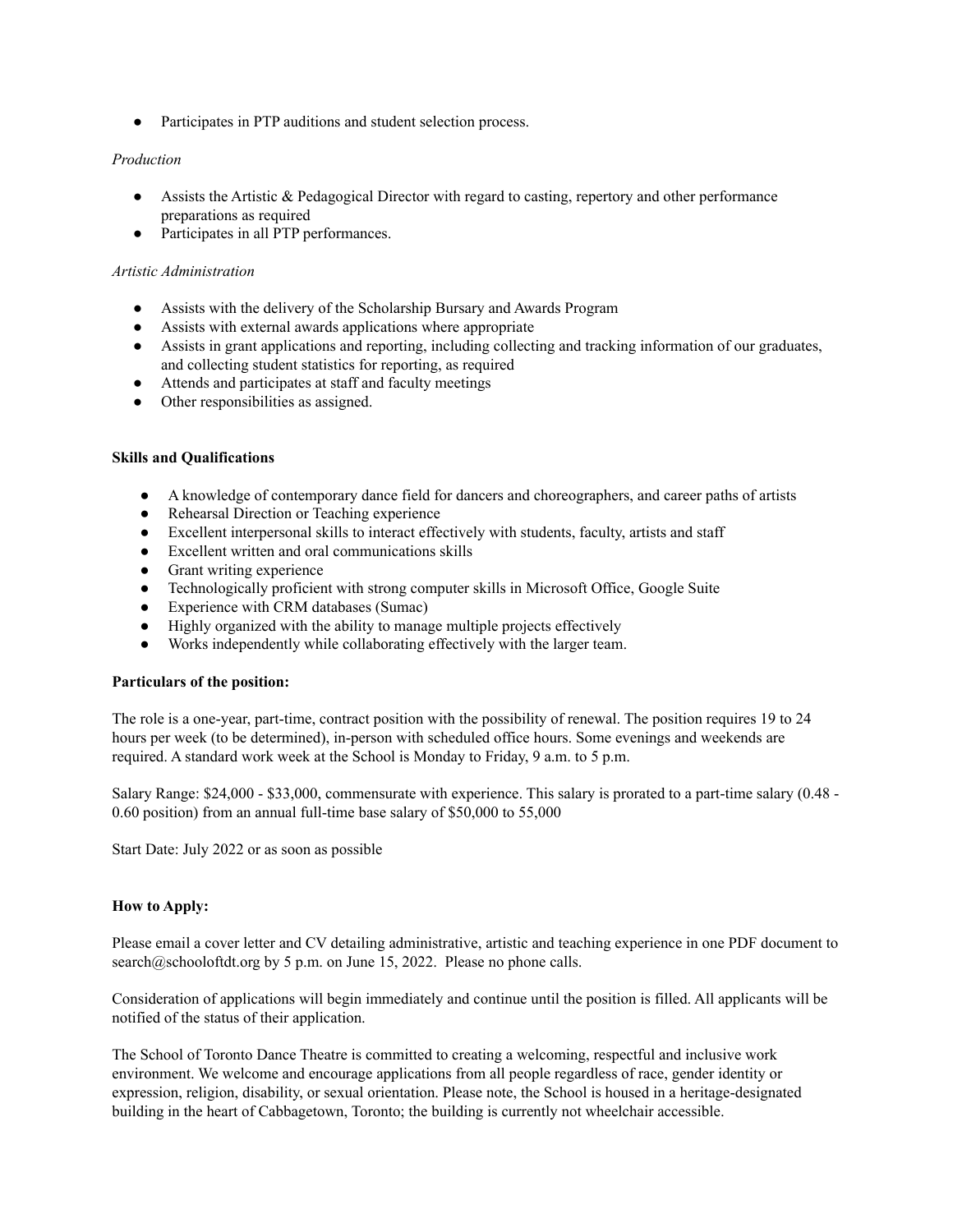- Participates in PTP auditions and student selection process.

*Production*

- Assists the Artistic & Pedagogical Director with regard to casting, repertory and other performance preparations as required
- Participates in all PTP performances.

*Artistic Administration*

- Assists with the delivery of the Scholarship Bursary and Awards Program
- Assists with external awards applications where appropriate
- Assists in grant applications and reporting, including collecting and tracking information of our graduates, and collecting student statistics for reporting, as required
- Attends and participates at staff and faculty meetings
- Other responsibilities as assigned.

**Skills and Qualifications**

- A knowledge of contemporary dance field for dancers and choreographers, and career paths of artists
- Rehearsal Direction or Teaching experience
- Excellent interpersonal skills to interact effectively with students, faculty, artists and staff
- Excellent written and oral communications skills
- Grant writing experience
- Technologically proficient with strong computer skills in Microsoft Office, Google Suite
- Experience with CRM databases (Sumac)
- Highly organized with the ability to manage multiple projects effectively
- Works independently while collaborating effectively with the larger team.

**Particulars of the position:**

The role is a one-year, part-time, contract position with the possibility of renewal. The position requires 19 to 24 hours per week (to be determined), in-person with scheduled office hours. Some evenings and weekends are required. A standard work week at the School is Monday to Friday, 9 a.m. to 5 p.m.

Salary Range: $24,000 - $33,000, commensurate with experience. This salary is prorated to a part-time salary (0.48 - 0.60 position) from an annual full-time base salary of $50,000 to 55,000

Start Date: July 2022 or as soon as possible

**How to Apply:**

Please email a cover letter and CV detailing administrative, artistic and teaching experience in one PDF document to search@schooloftdt.org by 5 p.m. on June 15, 2022. Please no phone calls.

Consideration of applications will begin immediately and continue until the position is filled. All applicants will be notified of the status of their application.

The School of Toronto Dance Theatre is committed to creating a welcoming, respectful and inclusive work environment. We welcome and encourage applications from all people regardless of race, gender identity or expression, religion, disability, or sexual orientation. Please note, the School is housed in a heritage-designated building in the heart of Cabbagetown, Toronto; the building is currently not wheelchair accessible.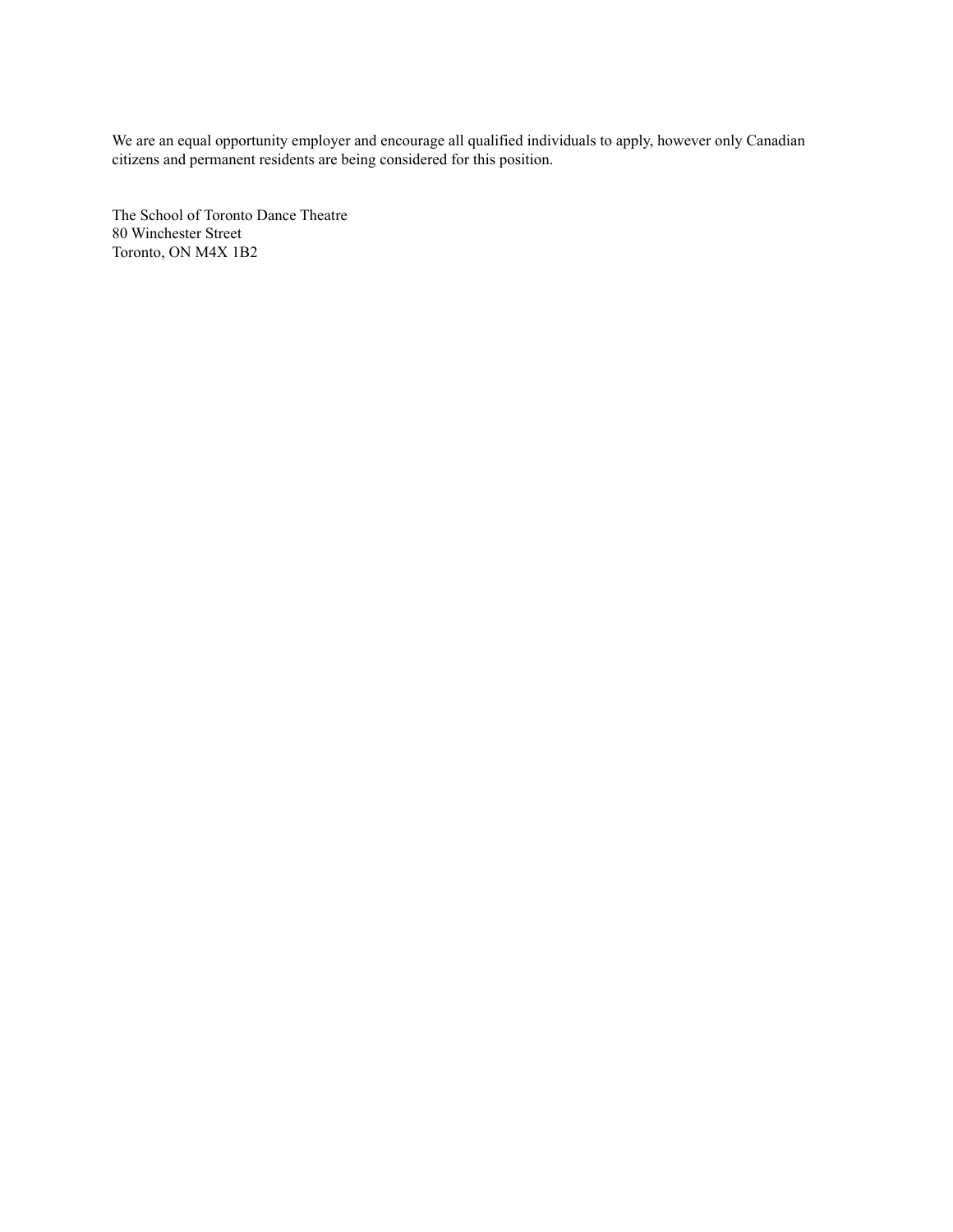We are an equal opportunity employer and encourage all qualified individuals to apply, however only Canadian citizens and permanent residents are being considered for this position.

The School of Toronto Dance Theatre
80 Winchester Street
Toronto, ON M4X 1B2